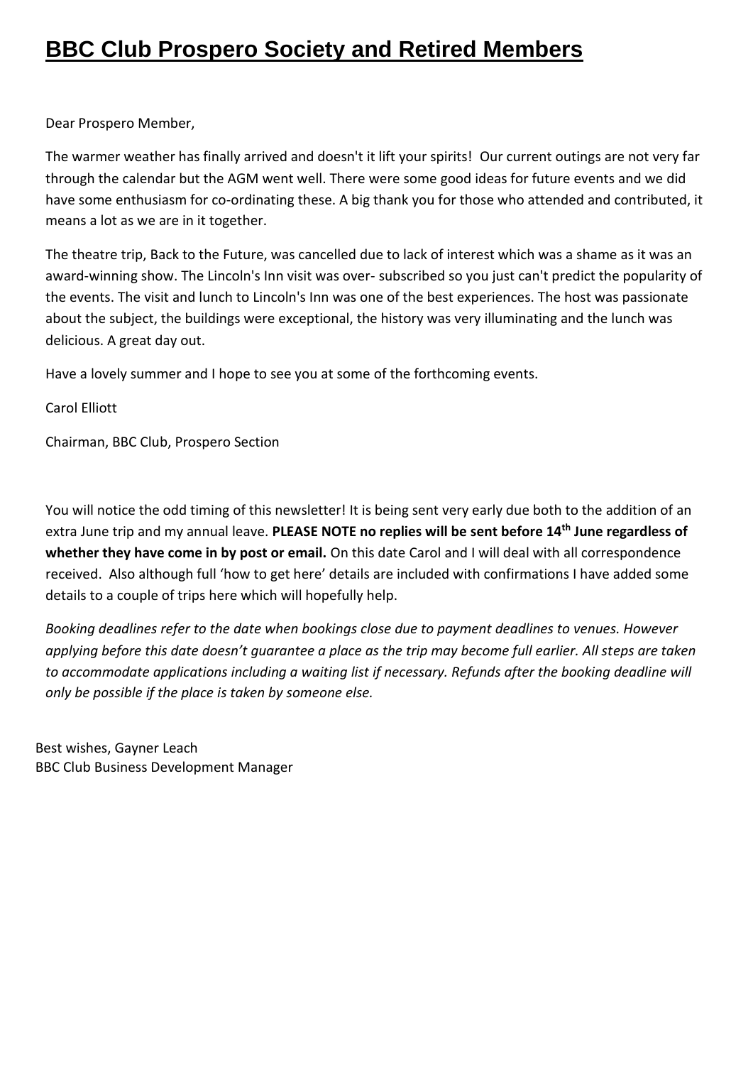# BBC Club Prospero Society and Retired Members

Dear Prospero Member,

The warmer weather has finally arrived and doesn't it lift your spirits! Our current outings are not very far through the calendar but the AGM went well. There were some good ideas for future events and we did have some enthusiasm for co-ordinating these. A big thank you for those who attended and contributed, it means a lot as we are in it together.

The theatre trip, Back to the Future, was cancelled due to lack of interest which was a shame as it was an award-winning show. The Lincoln's Inn visit was over- subscribed so you just can't predict the popularity of the events. The visit and lunch to Lincoln's Inn was one of the best experiences. The host was passionate about the subject, the buildings were exceptional, the history was very illuminating and the lunch was delicious. A great day out.

Have a lovely summer and I hope to see you at some of the forthcoming events.

Carol Elliott

Chairman, BBC Club, Prospero Section

You will notice the odd timing of this newsletter! It is being sent very early due both to the addition of an extra June trip and my annual leave. **PLEASE NOTE no replies will be sent before 14th June regardless of whether they have come in by post or email.** On this date Carol and I will deal with all correspondence received. Also although full 'how to get here' details are included with confirmations I have added some details to a couple of trips here which will hopefully help.

*Booking deadlines refer to the date when bookings close due to payment deadlines to venues. However applying before this date doesn't guarantee a place as the trip may become full earlier. All steps are taken to accommodate applications including a waiting list if necessary. Refunds after the booking deadline will only be possible if the place is taken by someone else.*

Best wishes, Gayner Leach
BBC Club Business Development Manager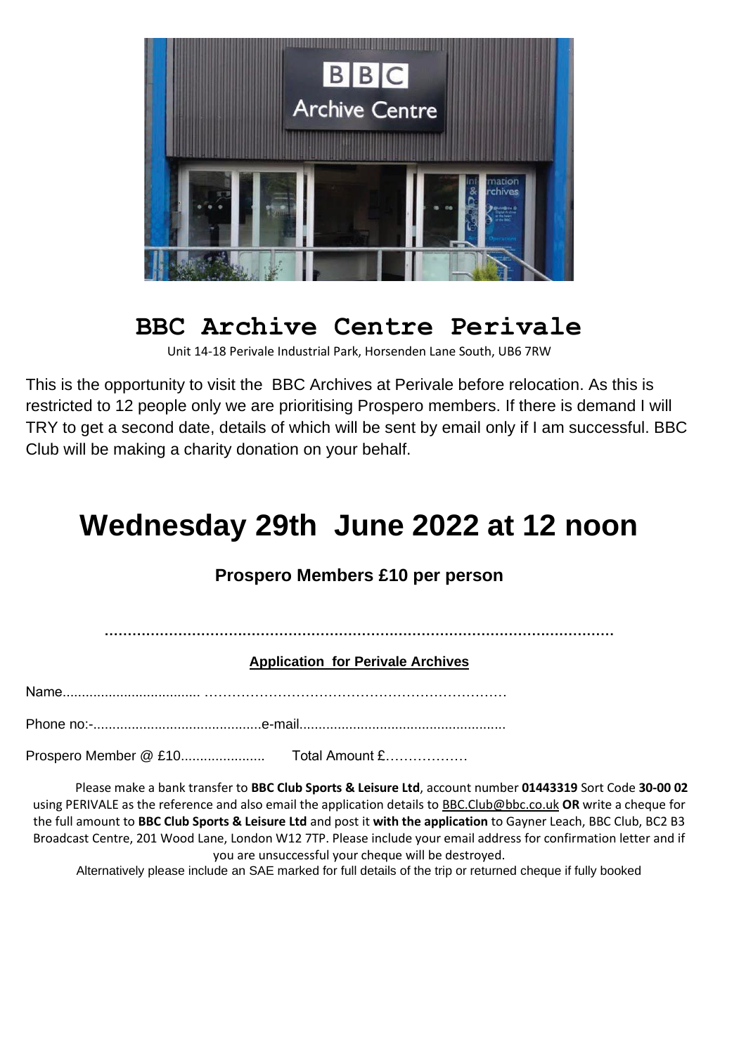# BBC Archive Centre Perivale

Unit 14-18 Perivale Industrial Park, Horsenden Lane South, UB6 7RW

This is the opportunity to visit the BBC Archives at Perivale before relocation. As this is restricted to 12 people only we are prioritising Prospero members. If there is demand I will TRY to get a second date, details of which will be sent by email only if I am successful. BBC Club will be making a charity donation on your behalf.

# Wednesday 29th June 2022 at 12 noon

**Prospero Members £10 per person**

..............................................................................................................

**Application for Perivale Archives**

Name.................................... ……………………………………………………………

Phone no:-............................................e-mail.....................................................

Prospero Member @ £10...................... Total Amount £………………

Please make a bank transfer to **BBC Club Sports & Leisure Ltd**, account number **01443319** Sort Code **30-00 02** using PERIVALE as the reference and also email the application details to BBC.Club@bbc.co.uk **OR** write a cheque for the full amount to **BBC Club Sports & Leisure Ltd** and post it **with the application** to Gayner Leach, BBC Club, BC2 B3 Broadcast Centre, 201 Wood Lane, London W12 7TP. Please include your email address for confirmation letter and if you are unsuccessful your cheque will be destroyed.

Alternatively please include an SAE marked for full details of the trip or returned cheque if fully booked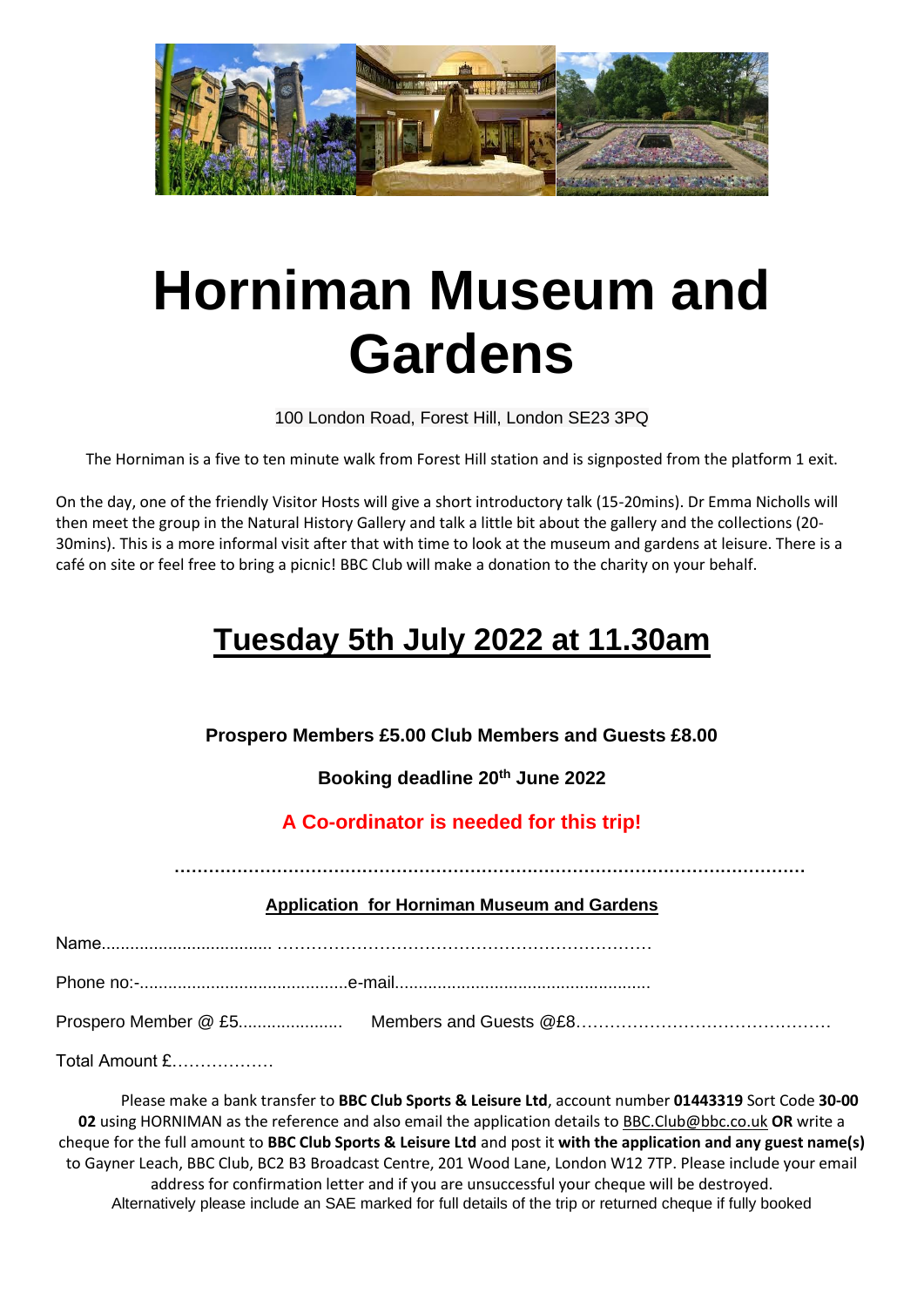# Horniman Museum and Gardens

100 London Road, Forest Hill, London SE23 3PQ

The Horniman is a five to ten minute walk from Forest Hill station and is signposted from the platform 1 exit.

On the day, one of the friendly Visitor Hosts will give a short introductory talk (15-20mins). Dr Emma Nicholls will then meet the group in the Natural History Gallery and talk a little bit about the gallery and the collections (20-30mins). This is a more informal visit after that with time to look at the museum and gardens at leisure. There is a café on site or feel free to bring a picnic! BBC Club will make a donation to the charity on your behalf.

## Tuesday 5th July 2022 at 11.30am

**Prospero Members £5.00 Club Members and Guests £8.00**

**Booking deadline 20th June 2022**

**A Co-ordinator is needed for this trip!**

.............................................................................................................

**Application for Horniman Museum and Gardens**

Name.................................... ……………………………………………………………

Phone no:-............................................e-mail......................................................

Prospero Member @ £5...................... Members and Guests @£8………………………………………

Total Amount £………………

Please make a bank transfer to **BBC Club Sports & Leisure Ltd**, account number **01443319** Sort Code **30-00 02** using HORNIMAN as the reference and also email the application details to BBC.Club@bbc.co.uk **OR** write a cheque for the full amount to **BBC Club Sports & Leisure Ltd** and post it **with the application and any guest name(s)** to Gayner Leach, BBC Club, BC2 B3 Broadcast Centre, 201 Wood Lane, London W12 7TP. Please include your email address for confirmation letter and if you are unsuccessful your cheque will be destroyed. Alternatively please include an SAE marked for full details of the trip or returned cheque if fully booked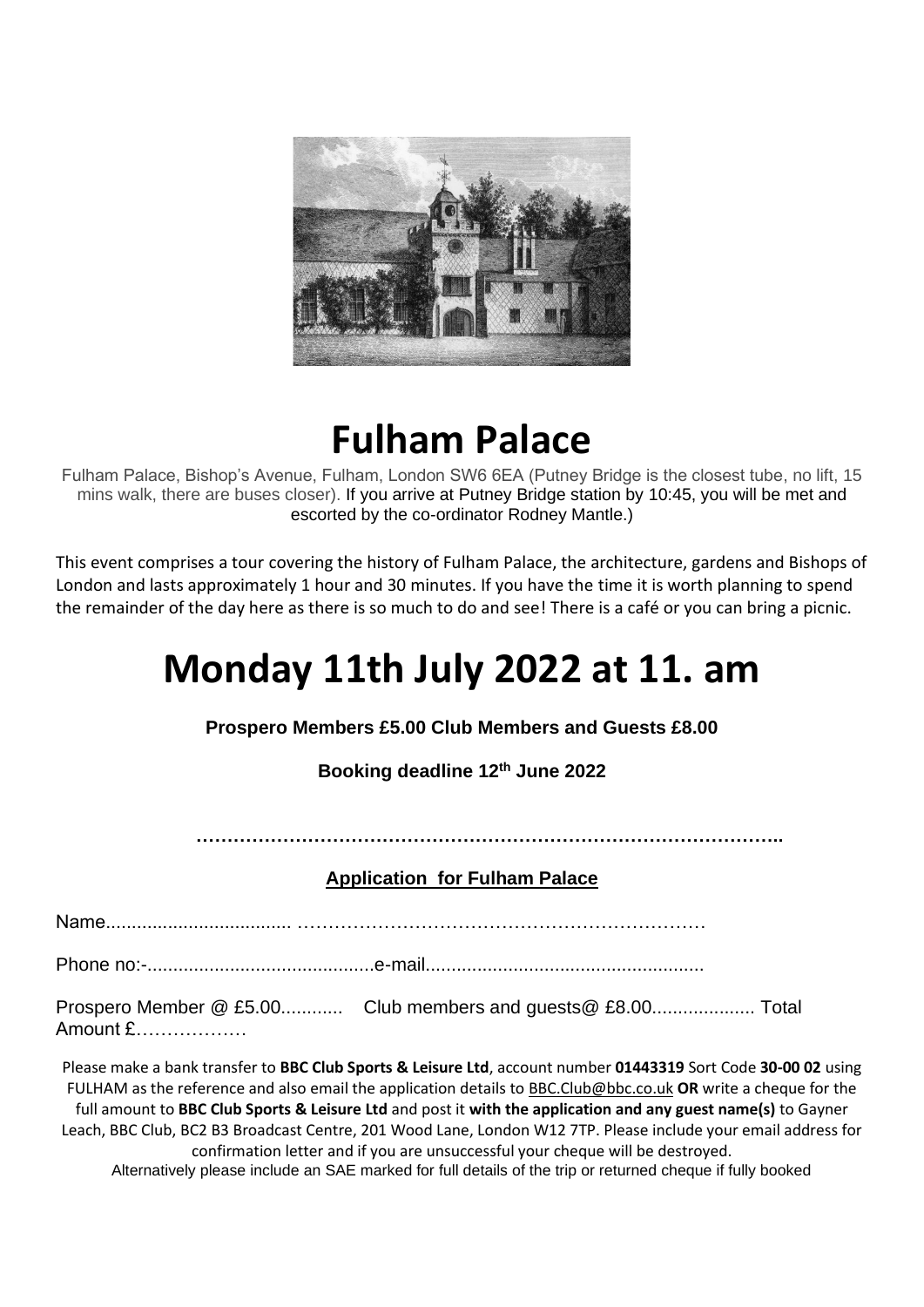# Fulham Palace

Fulham Palace, Bishop's Avenue, Fulham, London SW6 6EA (Putney Bridge is the closest tube, no lift, 15 mins walk, there are buses closer). If you arrive at Putney Bridge station by 10:45, you will be met and escorted by the co-ordinator Rodney Mantle.)

This event comprises a tour covering the history of Fulham Palace, the architecture, gardens and Bishops of London and lasts approximately 1 hour and 30 minutes. If you have the time it is worth planning to spend the remainder of the day here as there is so much to do and see! There is a café or you can bring a picnic.

# Monday 11th July 2022 at 11. am

**Prospero Members £5.00 Club Members and Guests £8.00**

**Booking deadline 12th June 2022**

…………………………………………………………………………………..

**Application for Fulham Palace**

Name.................................... …………………………………………………………

Phone no:-............................................e-mail.....................................................

Prospero Member @ £5.00............ Club members and guests@ £8.00.................... Total Amount £………………

Please make a bank transfer to **BBC Club Sports & Leisure Ltd**, account number **01443319** Sort Code **30-00 02** using FULHAM as the reference and also email the application details to BBC.Club@bbc.co.uk **OR** write a cheque for the full amount to **BBC Club Sports & Leisure Ltd** and post it **with the application and any guest name(s)** to Gayner Leach, BBC Club, BC2 B3 Broadcast Centre, 201 Wood Lane, London W12 7TP. Please include your email address for confirmation letter and if you are unsuccessful your cheque will be destroyed.

Alternatively please include an SAE marked for full details of the trip or returned cheque if fully booked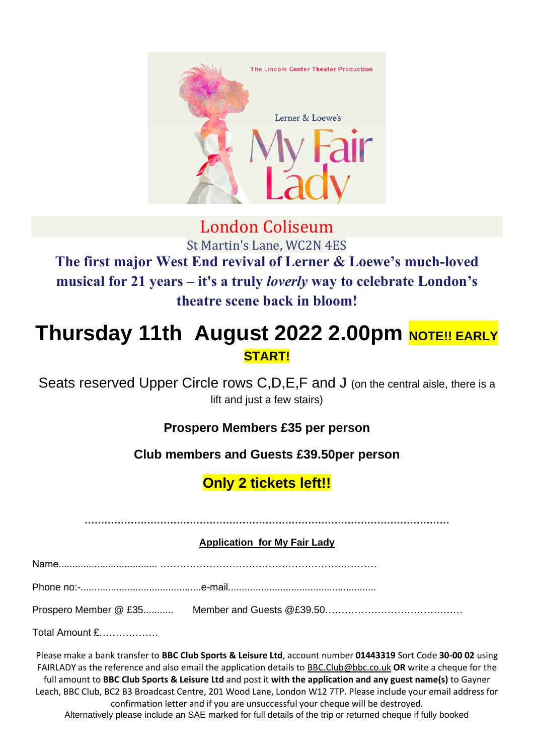London Coliseum

St Martin's Lane, WC2N 4ES

**The first major West End revival of Lerner & Loewe's much-loved musical for 21 years – it's a truly *loverly* way to celebrate London's theatre scene back in bloom!**

# Thursday 11th August 2022 2.00pm **NOTE!! EARLY START!**

Seats reserved Upper Circle rows C,D,E,F and J (on the central aisle, there is a lift and just a few stairs)

**Prospero Members £35 per person**

**Club members and Guests £39.50per person**

**Only 2 tickets left!!**

.......................................................................................................................

**Application for My Fair Lady**

Name.................................... ……………………………………………………………

Phone no:-............................................e-mail......................................................

Prospero Member @ £35...........  Member and Guests @£39.50……………………………………

Total Amount £………………

Please make a bank transfer to **BBC Club Sports & Leisure Ltd**, account number **01443319** Sort Code **30-00 02** using FAIRLADY as the reference and also email the application details to BBC.Club@bbc.co.uk **OR** write a cheque for the full amount to **BBC Club Sports & Leisure Ltd** and post it **with the application and any guest name(s)** to Gayner Leach, BBC Club, BC2 B3 Broadcast Centre, 201 Wood Lane, London W12 7TP. Please include your email address for confirmation letter and if you are unsuccessful your cheque will be destroyed.
Alternatively please include an SAE marked for full details of the trip or returned cheque if fully booked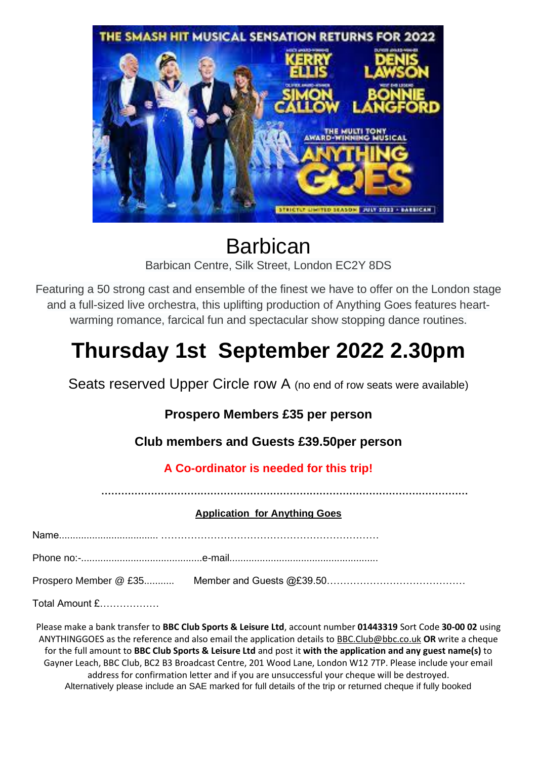# Barbican

Barbican Centre, Silk Street, London EC2Y 8DS

Featuring a 50 strong cast and ensemble of the finest we have to offer on the London stage and a full-sized live orchestra, this uplifting production of Anything Goes features heart-warming romance, farcical fun and spectacular show stopping dance routines.

# Thursday 1st September 2022 2.30pm

Seats reserved Upper Circle row A (no end of row seats were available)

**Prospero Members £35 per person**

**Club members and Guests £39.50per person**

**A Co-ordinator is needed for this trip!**

**.................................................................................................................**

**Application for Anything Goes**

Name.................................... ………………………………………………………

Phone no:-............................................e-mail......................................................

Prospero Member @ £35........... Member and Guests @£39.50……………………………………

Total Amount £………………

Please make a bank transfer to **BBC Club Sports & Leisure Ltd**, account number **01443319** Sort Code **30-00 02** using ANYTHINGGOES as the reference and also email the application details to BBC.Club@bbc.co.uk **OR** write a cheque for the full amount to **BBC Club Sports & Leisure Ltd** and post it **with the application and any guest name(s)** to Gayner Leach, BBC Club, BC2 B3 Broadcast Centre, 201 Wood Lane, London W12 7TP. Please include your email address for confirmation letter and if you are unsuccessful your cheque will be destroyed. Alternatively please include an SAE marked for full details of the trip or returned cheque if fully booked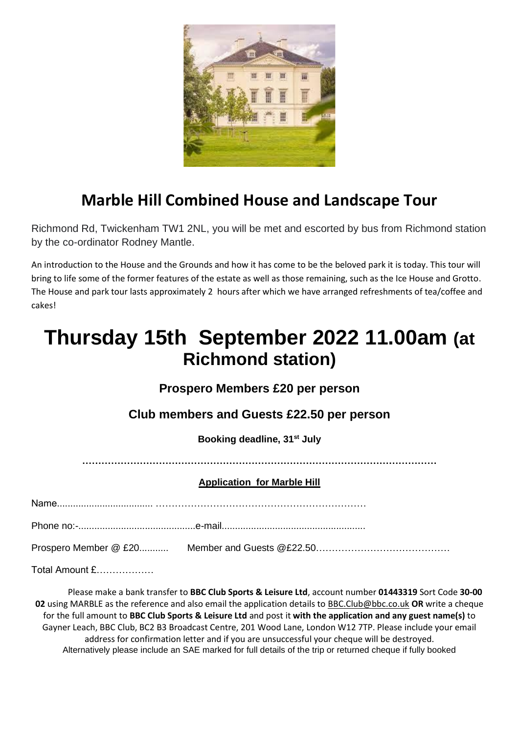# Marble Hill Combined House and Landscape Tour

Richmond Rd, Twickenham TW1 2NL, you will be met and escorted by bus from Richmond station by the co-ordinator Rodney Mantle.

An introduction to the House and the Grounds and how it has come to be the beloved park it is today. This tour will bring to life some of the former features of the estate as well as those remaining, such as the Ice House and Grotto. The House and park tour lasts approximately 2 hours after which we have arranged refreshments of tea/coffee and cakes!

# Thursday 15th September 2022 11.00am (at Richmond station)

**Prospero Members £20 per person**

**Club members and Guests £22.50 per person**

**Booking deadline, 31st July**

……………………………………………………………………………………………

**Application for Marble Hill**

Name................................... …………………………………………………………

Phone no:-...........................................e-mail.....................................................

Prospero Member @ £20........... Member and Guests @£22.50……………………………………

Total Amount £………………

Please make a bank transfer to **BBC Club Sports & Leisure Ltd**, account number **01443319** Sort Code **30-00 02** using MARBLE as the reference and also email the application details to BBC.Club@bbc.co.uk **OR** write a cheque for the full amount to **BBC Club Sports & Leisure Ltd** and post it **with the application and any guest name(s)** to Gayner Leach, BBC Club, BC2 B3 Broadcast Centre, 201 Wood Lane, London W12 7TP. Please include your email address for confirmation letter and if you are unsuccessful your cheque will be destroyed. Alternatively please include an SAE marked for full details of the trip or returned cheque if fully booked